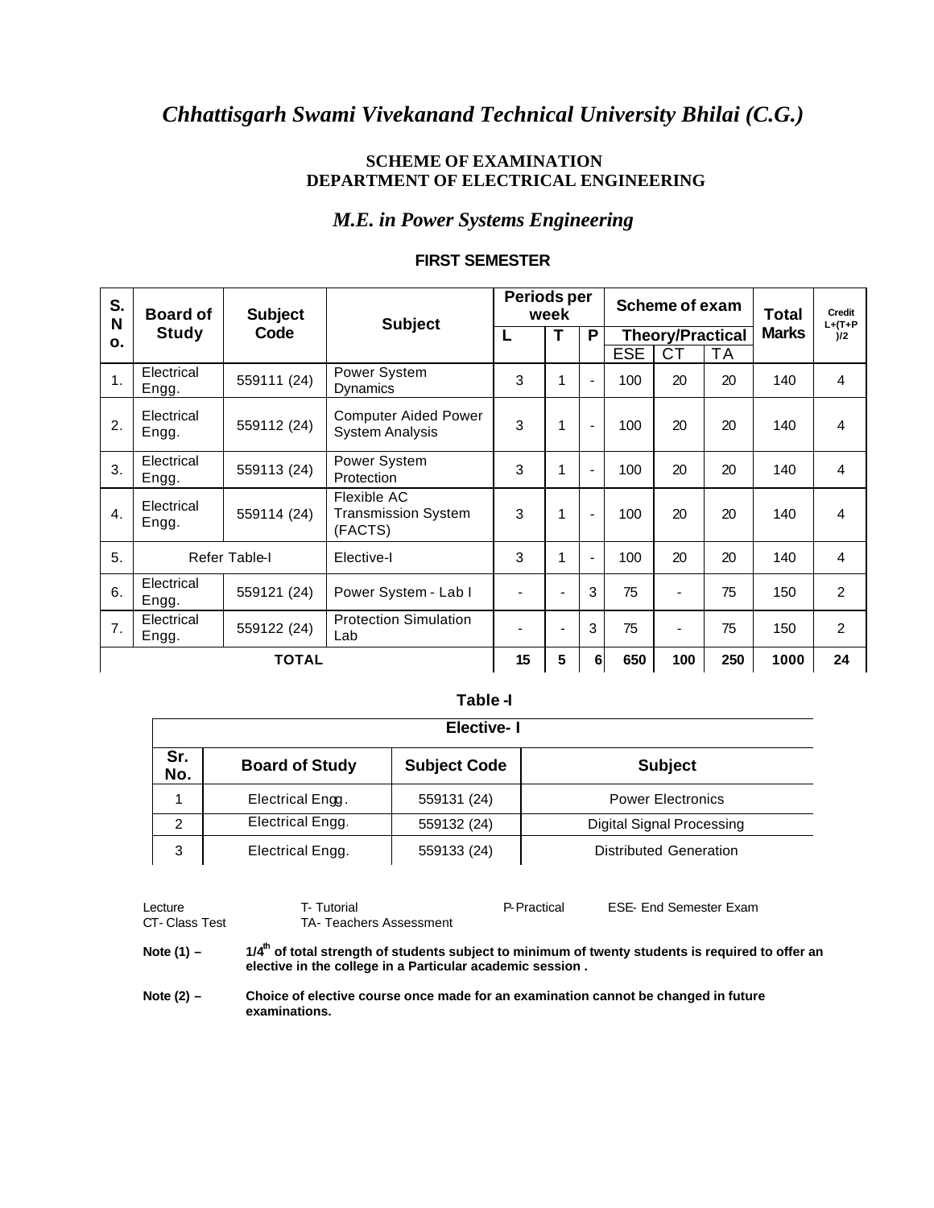# *Chhattisgarh Swami Vivekanand Technical University Bhilai (C.G.)*

**SCHEME OF EXAMINATION**
**DEPARTMENT OF ELECTRICAL ENGINEERING**

## *M.E. in Power Systems Engineering*

### FIRST SEMESTER

| S. No. | Board of Study | Subject Code | Subject | Periods per week | | | Scheme of exam | | | Total Marks | Credit L+(T+P)/2 |
|---|---|---|---|---|---|---|---|---|---|---|---|
| | | | | L | T | P | Theory/Practical | | | | |
| | | | | | | | ESE | CT | TA | | |
| 1. | Electrical Engg. | 559111 (24) | Power System Dynamics | 3 | 1 | - | 100 | 20 | 20 | 140 | 4 |
| 2. | Electrical Engg. | 559112 (24) | Computer Aided Power System Analysis | 3 | 1 | - | 100 | 20 | 20 | 140 | 4 |
| 3. | Electrical Engg. | 559113 (24) | Power System Protection | 3 | 1 | - | 100 | 20 | 20 | 140 | 4 |
| 4. | Electrical Engg. | 559114 (24) | Flexible AC Transmission System (FACTS) | 3 | 1 | - | 100 | 20 | 20 | 140 | 4 |
| 5. | Refer Table-I | | Elective-I | 3 | 1 | - | 100 | 20 | 20 | 140 | 4 |
| 6. | Electrical Engg. | 559121 (24) | Power System - Lab I | - | - | 3 | 75 | - | 75 | 150 | 2 |
| 7. | Electrical Engg. | 559122 (24) | Protection Simulation Lab | - | - | 3 | 75 | - | 75 | 150 | 2 |
| | **TOTAL** | | | **15** | **5** | **6** | **650** | **100** | **250** | **1000** | **24** |

**Table -I**

| **Elective- I** | | | |
|---|---|---|---|
| **Sr. No.** | **Board of Study** | **Subject Code** | **Subject** |
| 1 | Electrical Engg. | 559131 (24) | Power Electronics |
| 2 | Electrical Engg. | 559132 (24) | Digital Signal Processing |
| 3 | Electrical Engg. | 559133 (24) | Distributed Generation |

Lecture — T- Tutorial — P-Practical — ESE- End Semester Exam
CT- Class Test — TA- Teachers Assessment

**Note (1) –** **$1/4^{th}$ of total strength of students subject to minimum of twenty students is required to offer an elective in the college in a Particular academic session .**

**Note (2) –** **Choice of elective course once made for an examination cannot be changed in future examinations.**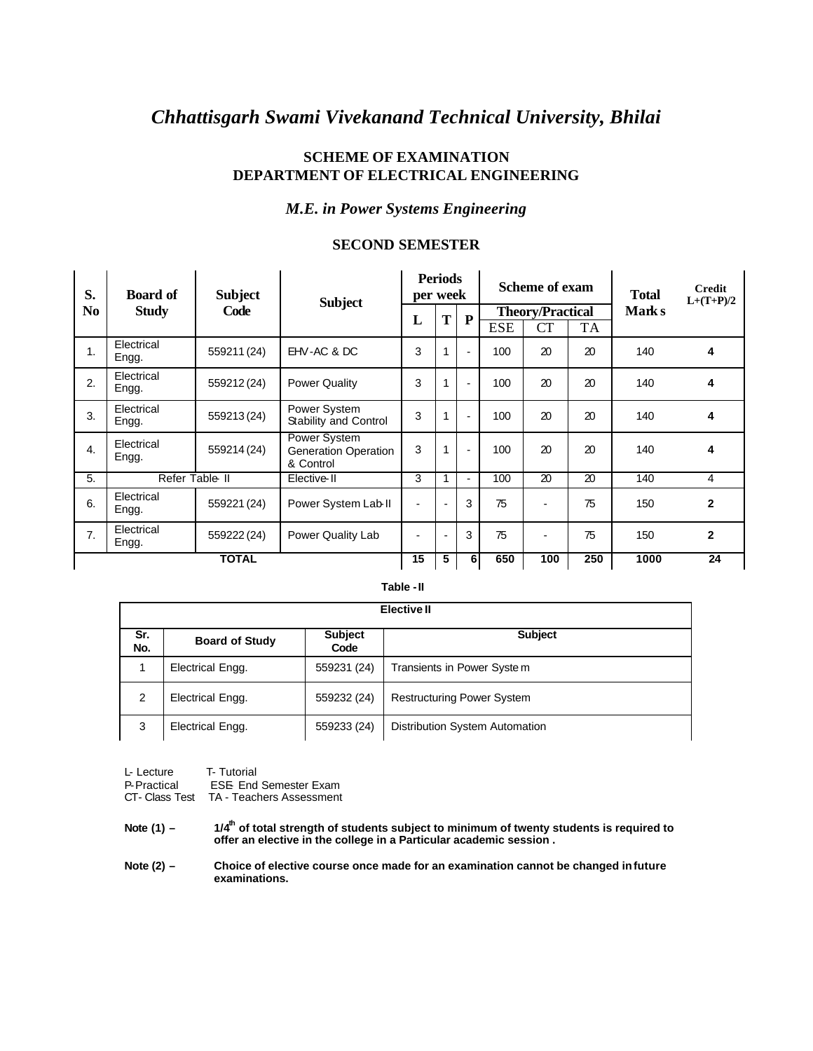# *Chhattisgarh Swami Vivekanand Technical University, Bhilai*

## SCHEME OF EXAMINATION
## DEPARTMENT OF ELECTRICAL ENGINEERING

### *M.E. in Power Systems Engineering*

### SECOND SEMESTER

| S. No | Board of Study | Subject Code | Subject | Periods per week | | | Scheme of exam | | | Total Marks | Credit L+(T+P)/2 |
|---|---|---|---|---|---|---|---|---|---|---|---|
| | | | | | | | Theory/Practical | | | | |
| | | | | L | T | P | ESE | CT | TA | | |
| 1. | Electrical Engg. | 559211 (24) | EHV-AC & DC | 3 | 1 | - | 100 | 20 | 20 | 140 | **4** |
| 2. | Electrical Engg. | 559212 (24) | Power Quality | 3 | 1 | - | 100 | 20 | 20 | 140 | **4** |
| 3. | Electrical Engg. | 559213 (24) | Power System Stability and Control | 3 | 1 | - | 100 | 20 | 20 | 140 | **4** |
| 4. | Electrical Engg. | 559214 (24) | Power System Generation Operation & Control | 3 | 1 | - | 100 | 20 | 20 | 140 | **4** |
| 5. | Refer Table- II | | Elective- II | 3 | 1 | - | 100 | 20 | 20 | 140 | 4 |
| 6. | Electrical Engg. | 559221 (24) | Power System Lab-II | - | - | 3 | 75 | - | 75 | 150 | **2** |
| 7. | Electrical Engg. | 559222 (24) | Power Quality Lab | - | - | 3 | 75 | - | 75 | 150 | **2** |
| | **TOTAL** | | | **15** | **5** | **6** | **650** | **100** | **250** | **1000** | **24** |

**Table - II**

| **Elective II** | | | |
|---|---|---|---|
| **Sr. No.** | **Board of Study** | **Subject Code** | **Subject** |
| 1 | Electrical Engg. | 559231 (24) | Transients in Power System |
| 2 | Electrical Engg. | 559232 (24) | Restructuring Power System |
| 3 | Electrical Engg. | 559233 (24) | Distribution System Automation |

L- Lecture T- Tutorial
P- Practical ESE- End Semester Exam
CT- Class Test TA - Teachers Assessment

**Note (1) –** **1/4th of total strength of students subject to minimum of twenty students is required to offer an elective in the college in a Particular academic session .**

**Note (2) –** **Choice of elective course once made for an examination cannot be changed in future examinations.**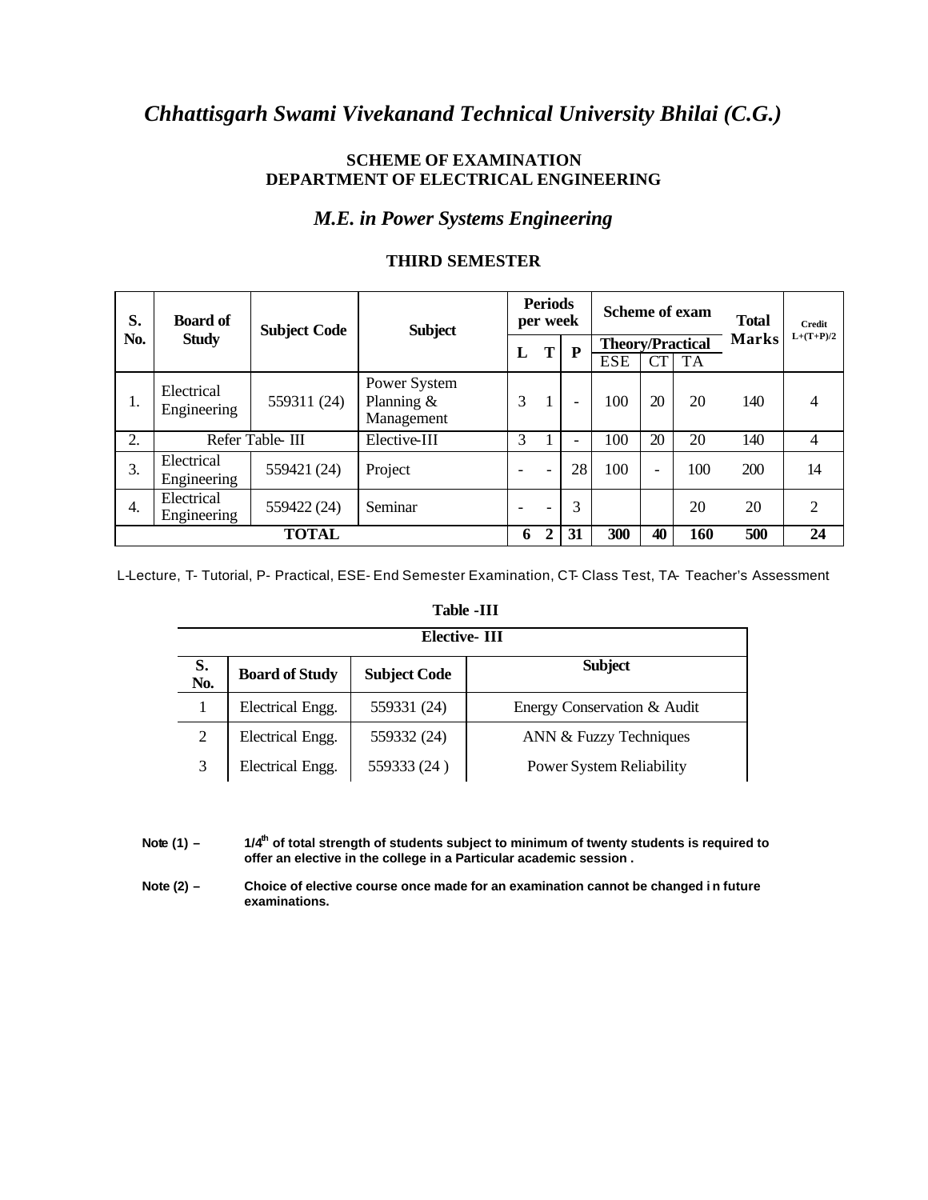# *Chhattisgarh Swami Vivekanand Technical University Bhilai (C.G.)*

**SCHEME OF EXAMINATION**
**DEPARTMENT OF ELECTRICAL ENGINEERING**

## *M.E. in Power Systems Engineering*

### THIRD SEMESTER

| S. No. | Board of Study | Subject Code | Subject | Periods per week | | | Scheme of exam | | | Total Marks | Credit L+(T+P)/2 |
|---|---|---|---|---|---|---|---|---|---|---|---|
| | | | | | | | Theory/Practical | | | | |
| | | | | L | T | P | ESE | CT | TA | | |
| 1. | Electrical Engineering | 559311 (24) | Power System Planning & Management | 3 | 1 | - | 100 | 20 | 20 | 140 | 4 |
| 2. | Refer Table- III | | Elective-III | 3 | 1 | - | 100 | 20 | 20 | 140 | 4 |
| 3. | Electrical Engineering | 559421 (24) | Project | - | - | 28 | 100 | - | 100 | 200 | 14 |
| 4. | Electrical Engineering | 559422 (24) | Seminar | - | - | 3 | | | 20 | 20 | 2 |
| **TOTAL** | | | | **6** | **2** | **31** | **300** | **40** | **160** | **500** | **24** |

L-Lecture, T- Tutorial, P- Practical, ESE- End Semester Examination, CT- Class Test, TA- Teacher's Assessment

**Table -III**

| **Elective- III** | | | |
|---|---|---|---|
| **S. No.** | **Board of Study** | **Subject Code** | **Subject** |
| 1 | Electrical Engg. | 559331 (24) | Energy Conservation & Audit |
| 2 | Electrical Engg. | 559332 (24) | ANN & Fuzzy Techniques |
| 3 | Electrical Engg. | 559333 (24 ) | Power System Reliability |

**Note (1) –** **1/4th of total strength of students subject to minimum of twenty students is required to offer an elective in the college in a Particular academic session .**

**Note (2) –** **Choice of elective course once made for an examination cannot be changed in future examinations.**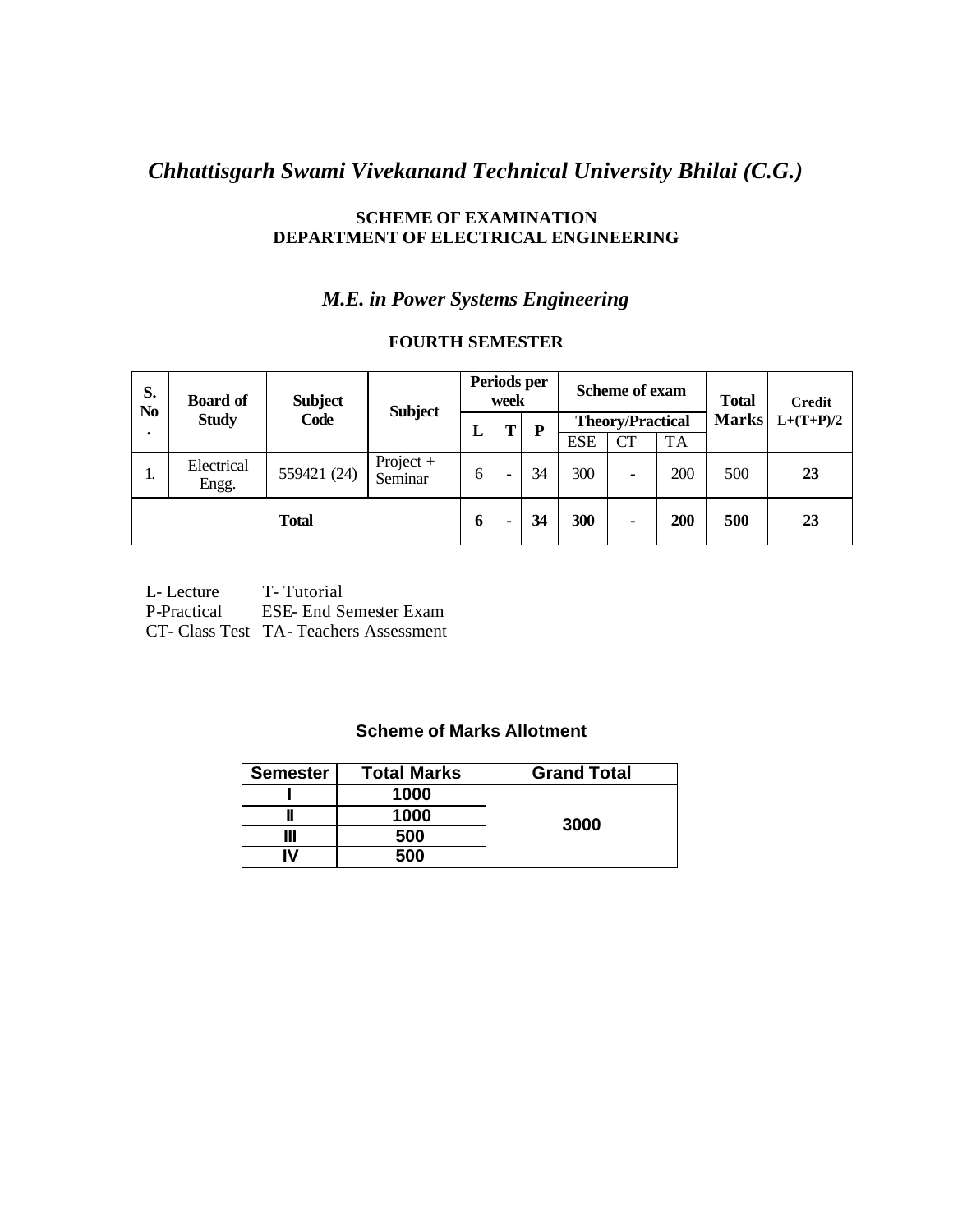# *Chhattisgarh Swami Vivekanand Technical University Bhilai (C.G.)*

**SCHEME OF EXAMINATION**
**DEPARTMENT OF ELECTRICAL ENGINEERING**

## *M.E. in Power Systems Engineering*

**FOURTH SEMESTER**

| S. No. | Board of Study | Subject Code | Subject | Periods per week | | | Scheme of exam | | | Total Marks | Credit L+(T+P)/2 |
|---|---|---|---|---|---|---|---|---|---|---|---|
| | | | | L | T | P | Theory/Practical | | | | |
| | | | | | | | ESE | CT | TA | | |
| 1. | Electrical Engg. | 559421 (24) | Project + Seminar | 6 | - | 34 | 300 | - | 200 | 500 | **23** |
| **Total** | | | | **6** | **-** | **34** | **300** | **-** | **200** | **500** | **23** |

L- Lecture T- Tutorial
P-Practical ESE- End Semester Exam
CT- Class Test TA- Teachers Assessment

### Scheme of Marks Allotment

| Semester | Total Marks | Grand Total |
|---|---|---|
| I | 1000 | 3000 |
| II | 1000 | |
| III | 500 | |
| IV | 500 | |